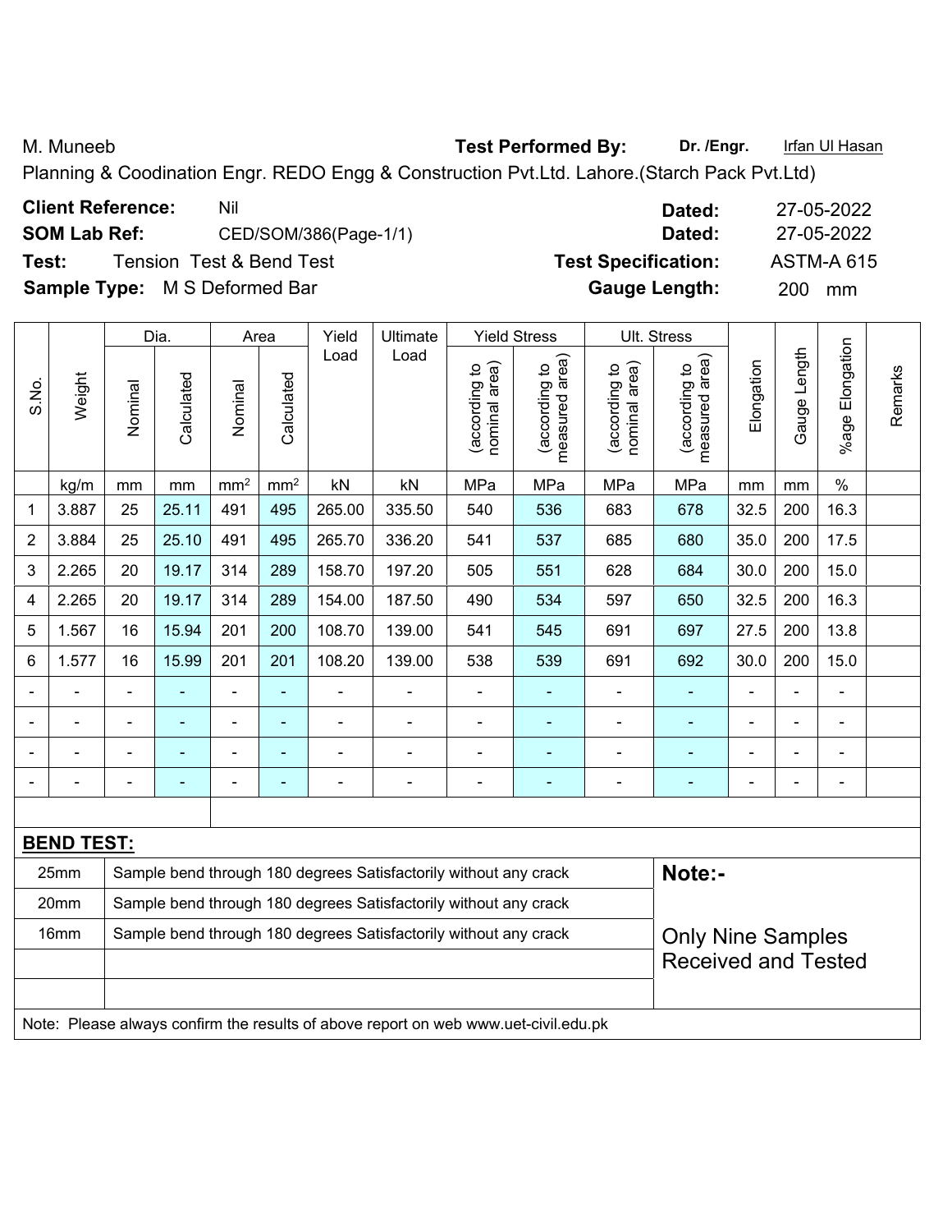M. Muneeb **Test Performed By:** **Dr. /Engr.** Irfan Ul Hasan

Planning & Coodination Engr. REDO Engg & Construction Pvt.Ltd. Lahore.(Starch Pack Pvt.Ltd)

**Client Reference:** Nil **Dated:** 27-05-2022

**SOM Lab Ref:** CED/SOM/386(Page-1/1) **Dated:** 27-05-2022

**Test:** Tension Test & Bend Test **Test Specification:** ASTM-A 615

**Sample Type:** M S Deformed Bar **Gauge Length:** 200 mm

| S.No. | Weight | Dia. | | Area | | Yield Load | Ultimate Load | Yield Stress | | Ult. Stress | | Elongation | Gauge Length | %age Elongation | Remarks |
|---|---|---|---|---|---|---|---|---|---|---|---|---|---|---|---|
| | | Nominal | Calculated | Nominal | Calculated | | | (according to nominal area) | (according to measured area) | (according to nominal area) | (according to measured area) | | | | |
| | kg/m | mm | mm | mm² | mm² | kN | kN | MPa | MPa | MPa | MPa | mm | mm | % | |
| 1 | 3.887 | 25 | 25.11 | 491 | 495 | 265.00 | 335.50 | 540 | 536 | 683 | 678 | 32.5 | 200 | 16.3 | |
| 2 | 3.884 | 25 | 25.10 | 491 | 495 | 265.70 | 336.20 | 541 | 537 | 685 | 680 | 35.0 | 200 | 17.5 | |
| 3 | 2.265 | 20 | 19.17 | 314 | 289 | 158.70 | 197.20 | 505 | 551 | 628 | 684 | 30.0 | 200 | 15.0 | |
| 4 | 2.265 | 20 | 19.17 | 314 | 289 | 154.00 | 187.50 | 490 | 534 | 597 | 650 | 32.5 | 200 | 16.3 | |
| 5 | 1.567 | 16 | 15.94 | 201 | 200 | 108.70 | 139.00 | 541 | 545 | 691 | 697 | 27.5 | 200 | 13.8 | |
| 6 | 1.577 | 16 | 15.99 | 201 | 201 | 108.20 | 139.00 | 538 | 539 | 691 | 692 | 30.0 | 200 | 15.0 | |
| - | - | - | - | - | - | - | - | - | - | - | - | - | - | - | |
| - | - | - | - | - | - | - | - | - | - | - | - | - | - | - | |
| - | - | - | - | - | - | - | - | - | - | - | - | - | - | - | |
| - | - | - | - | - | - | - | - | - | - | - | - | - | - | - | |

**BEND TEST:**

| Size | Result |
|---|---|
| 25mm | Sample bend through 180 degrees Satisfactorily without any crack |
| 20mm | Sample bend through 180 degrees Satisfactorily without any crack |
| 16mm | Sample bend through 180 degrees Satisfactorily without any crack |

**Note:-**

Only Nine Samples Received and Tested

Note: Please always confirm the results of above report on web www.uet-civil.edu.pk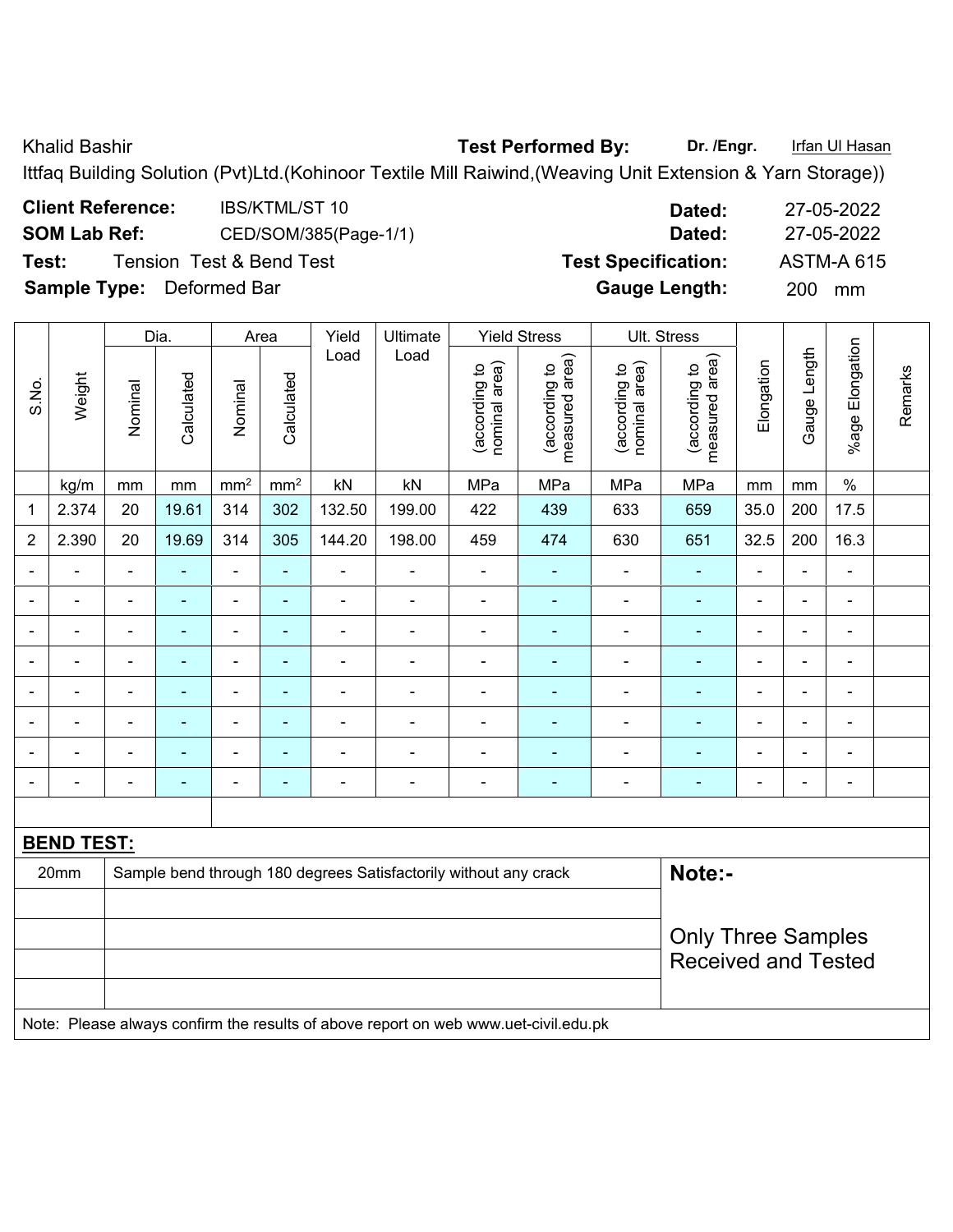Khalid Bashir **Test Performed By:** **Dr. /Engr.** Irfan Ul Hasan

Ittfaq Building Solution (Pvt)Ltd.(Kohinoor Textile Mill Raiwind,(Weaving Unit Extension & Yarn Storage))

**Client Reference:** IBS/KTML/ST 10 **Dated:** 27-05-2022

**SOM Lab Ref:** CED/SOM/385(Page-1/1) **Dated:** 27-05-2022

**Test:** Tension Test & Bend Test **Test Specification:** ASTM-A 615

**Sample Type:** Deformed Bar **Gauge Length:** 200 mm

| S.No. | Weight | Dia. | | Area | | Yield Load | Ultimate Load | Yield Stress | | Ult. Stress | | Elongation | Gauge Length | %age Elongation | Remarks |
|---|---|---|---|---|---|---|---|---|---|---|---|---|---|---|---|
| | | Nominal | Calculated | Nominal | Calculated | | | (according to nominal area) | (according to measured area) | (according to nominal area) | (according to measured area) | | | | |
| | kg/m | mm | mm | $mm^2$ | $mm^2$ | kN | kN | MPa | MPa | MPa | MPa | mm | mm | % | |
| 1 | 2.374 | 20 | 19.61 | 314 | 302 | 132.50 | 199.00 | 422 | 439 | 633 | 659 | 35.0 | 200 | 17.5 | |
| 2 | 2.390 | 20 | 19.69 | 314 | 305 | 144.20 | 198.00 | 459 | 474 | 630 | 651 | 32.5 | 200 | 16.3 | |
| - | - | - | - | - | - | - | - | - | - | - | - | - | - | - | |
| - | - | - | - | - | - | - | - | - | - | - | - | - | - | - | |
| - | - | - | - | - | - | - | - | - | - | - | - | - | - | - | |
| - | - | - | - | - | - | - | - | - | - | - | - | - | - | - | |
| - | - | - | - | - | - | - | - | - | - | - | - | - | - | - | |
| - | - | - | - | - | - | - | - | - | - | - | - | - | - | - | |
| - | - | - | - | - | - | - | - | - | - | - | - | - | - | - | |
| - | - | - | - | - | - | - | - | - | - | - | - | - | - | - | |

**BEND TEST:**

| | | |
|---|---|---|
| 20mm | Sample bend through 180 degrees Satisfactorily without any crack | **Note:-** |
| | | Only Three Samples Received and Tested |

Note: Please always confirm the results of above report on web www.uet-civil.edu.pk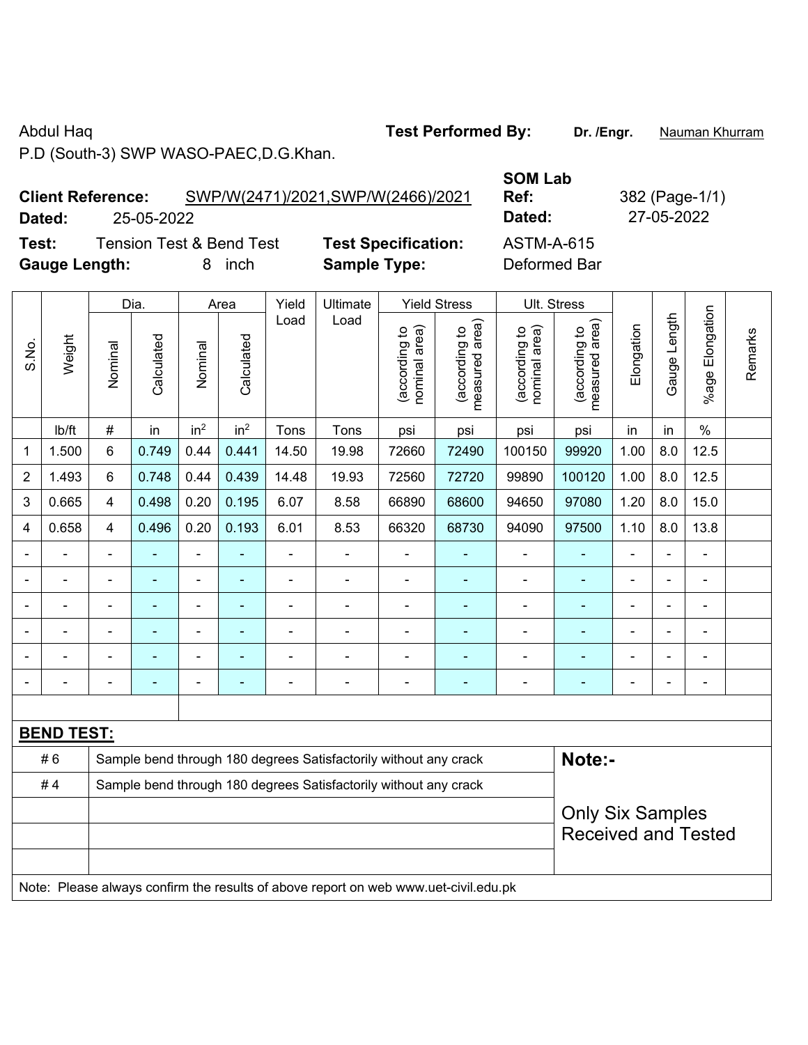Abdul Haq

P.D (South-3) SWP WASO-PAEC,D.G.Khan.

**Test Performed By:** Dr. /Engr. Nauman Khurram

**Client Reference:** SWP/W(2471)/2021,SWP/W(2466)/2021

**Dated:** 25-05-2022

**SOM Lab Ref:** 382 (Page-1/1)

**Dated:** 27-05-2022

**Test:** Tension Test & Bend Test

**Test Specification:** ASTM-A-615

**Gauge Length:** 8 inch

**Sample Type:** Deformed Bar

| S.No. | Weight | Dia. | | Area | | Yield Load | Ultimate Load | Yield Stress | | Ult. Stress | | Elongation | Gauge Length | %age Elongation | Remarks |
|---|---|---|---|---|---|---|---|---|---|---|---|---|---|---|---|
| | | Nominal | Calculated | Nominal | Calculated | | | (according to nominal area) | (according to measured area) | (according to nominal area) | (according to measured area) | | | | |
| | lb/ft | # | in | in² | in² | Tons | Tons | psi | psi | psi | psi | in | in | % | |
| 1 | 1.500 | 6 | 0.749 | 0.44 | 0.441 | 14.50 | 19.98 | 72660 | 72490 | 100150 | 99920 | 1.00 | 8.0 | 12.5 | |
| 2 | 1.493 | 6 | 0.748 | 0.44 | 0.439 | 14.48 | 19.93 | 72560 | 72720 | 99890 | 100120 | 1.00 | 8.0 | 12.5 | |
| 3 | 0.665 | 4 | 0.498 | 0.20 | 0.195 | 6.07 | 8.58 | 66890 | 68600 | 94650 | 97080 | 1.20 | 8.0 | 15.0 | |
| 4 | 0.658 | 4 | 0.496 | 0.20 | 0.193 | 6.01 | 8.53 | 66320 | 68730 | 94090 | 97500 | 1.10 | 8.0 | 13.8 | |
| - | - | - | - | - | - | - | - | - | - | - | - | - | - | - | |
| - | - | - | - | - | - | - | - | - | - | - | - | - | - | - | |
| - | - | - | - | - | - | - | - | - | - | - | - | - | - | - | |
| - | - | - | - | - | - | - | - | - | - | - | - | - | - | - | |
| - | - | - | - | - | - | - | - | - | - | - | - | - | - | - | |
| - | - | - | - | - | - | - | - | - | - | - | - | - | - | - | |

**BEND TEST:**

| | |
|---|---|
| # 6 | Sample bend through 180 degrees Satisfactorily without any crack |
| # 4 | Sample bend through 180 degrees Satisfactorily without any crack |

**Note:-**

Only Six Samples Received and Tested

Note: Please always confirm the results of above report on web www.uet-civil.edu.pk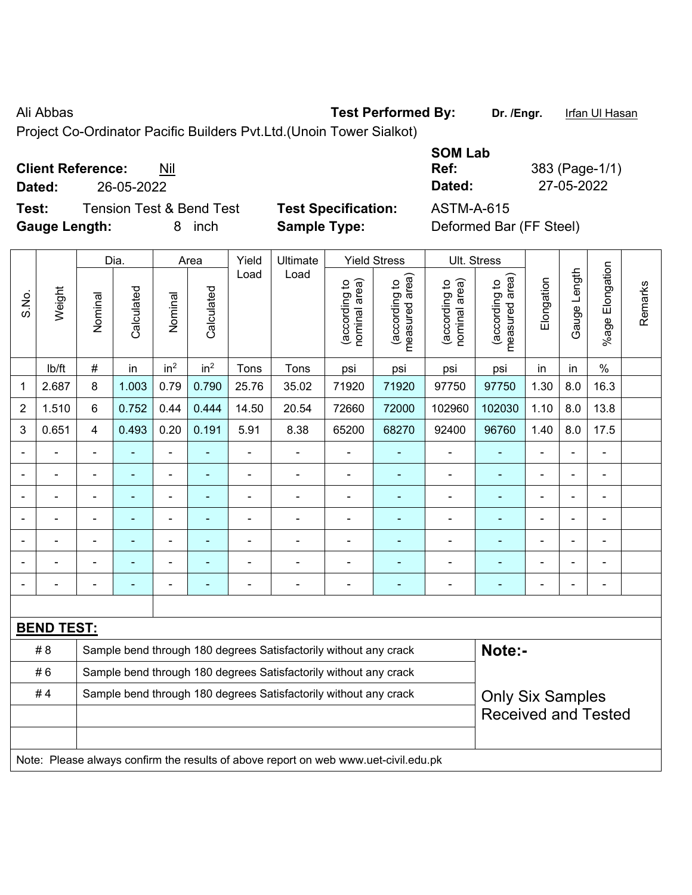Ali Abbas **Test Performed By:** **Dr. /Engr.** Irfan Ul Hasan

Project Co-Ordinator Pacific Builders Pvt.Ltd.(Unoin Tower Sialkot)

**SOM Lab**

**Client Reference:** Nil **Ref:** 383 (Page-1/1)

**Dated:** 26-05-2022 **Dated:** 27-05-2022

**Test:** Tension Test & Bend Test **Test Specification:** ASTM-A-615

**Gauge Length:** 8 inch **Sample Type:** Deformed Bar (FF Steel)

| S.No. | Weight | Dia. | | Area | | Yield Load | Ultimate Load | Yield Stress | | Ult. Stress | | Elongation | Gauge Length | %age Elongation | Remarks |
|---|---|---|---|---|---|---|---|---|---|---|---|---|---|---|---|
| | | Nominal | Calculated | Nominal | Calculated | | | (according to nominal area) | (according to measured area) | (according to nominal area) | (according to measured area) | | | | |
| | lb/ft | # | in | in$^2$ | in$^2$ | Tons | Tons | psi | psi | psi | psi | in | in | % | |
| 1 | 2.687 | 8 | 1.003 | 0.79 | 0.790 | 25.76 | 35.02 | 71920 | 71920 | 97750 | 97750 | 1.30 | 8.0 | 16.3 | |
| 2 | 1.510 | 6 | 0.752 | 0.44 | 0.444 | 14.50 | 20.54 | 72660 | 72000 | 102960 | 102030 | 1.10 | 8.0 | 13.8 | |
| 3 | 0.651 | 4 | 0.493 | 0.20 | 0.191 | 5.91 | 8.38 | 65200 | 68270 | 92400 | 96760 | 1.40 | 8.0 | 17.5 | |
| - | - | - | - | - | - | - | - | - | - | - | - | - | - | - | |
| - | - | - | - | - | - | - | - | - | - | - | - | - | - | - | |
| - | - | - | - | - | - | - | - | - | - | - | - | - | - | - | |
| - | - | - | - | - | - | - | - | - | - | - | - | - | - | - | |
| - | - | - | - | - | - | - | - | - | - | - | - | - | - | - | |
| - | - | - | - | - | - | - | - | - | - | - | - | - | - | - | |
| - | - | - | - | - | - | - | - | - | - | - | - | - | - | - | |

**BEND TEST:**

| | | |
|---|---|---|
| # 8 | Sample bend through 180 degrees Satisfactorily without any crack | **Note:-** |
| # 6 | Sample bend through 180 degrees Satisfactorily without any crack | |
| # 4 | Sample bend through 180 degrees Satisfactorily without any crack | Only Six Samples Received and Tested |

Note: Please always confirm the results of above report on web www.uet-civil.edu.pk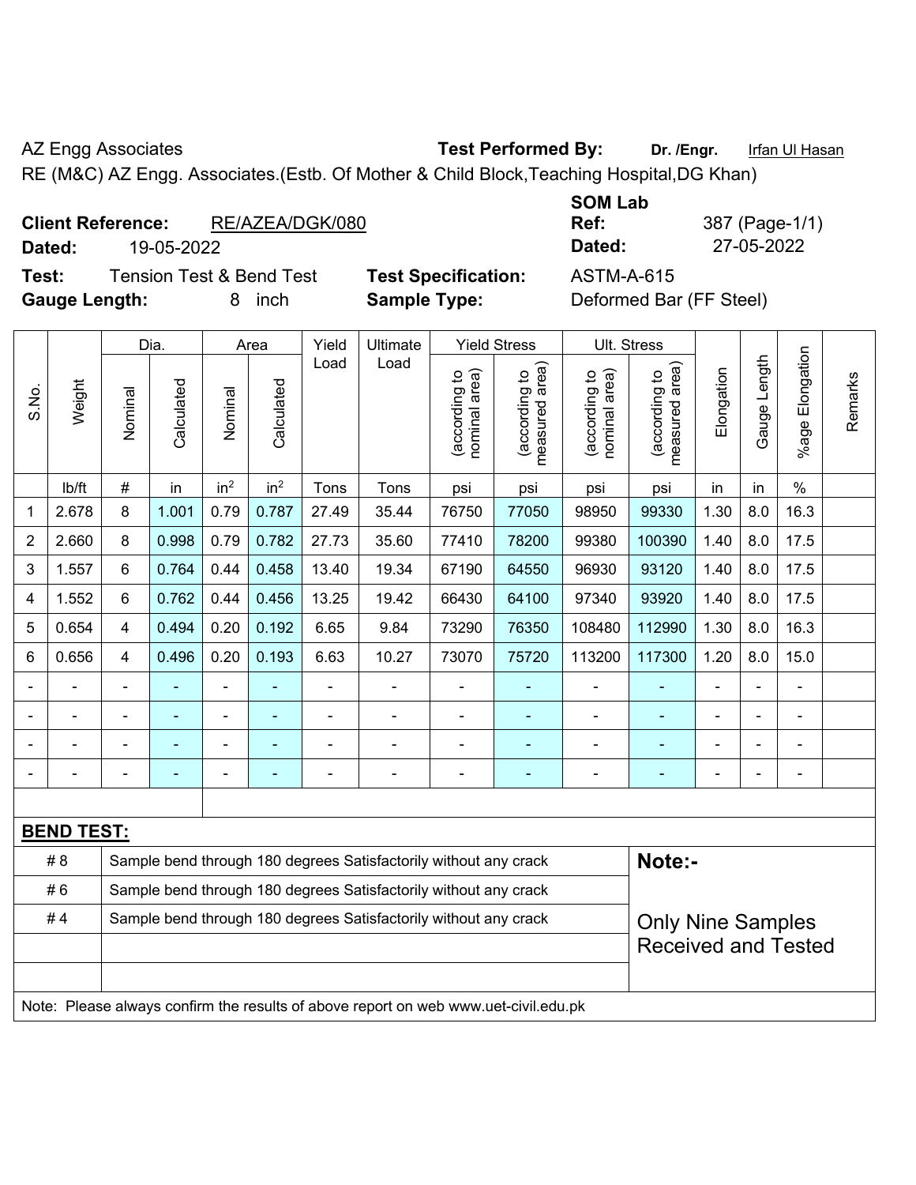AZ Engg Associates **Test Performed By:** **Dr. /Engr.** Irfan Ul Hasan

RE (M&C) AZ Engg. Associates.(Estb. Of Mother & Child Block,Teaching Hospital,DG Khan)

**SOM Lab**

**Client Reference:** RE/AZEA/DGK/080 **Ref:** 387 (Page-1/1)

**Dated:** 19-05-2022 **Dated:** 27-05-2022

**Test:** Tension Test & Bend Test **Test Specification:** ASTM-A-615

**Gauge Length:** 8 inch **Sample Type:** Deformed Bar (FF Steel)

| S.No. | Weight | Dia. | | Area | | Yield Load | Ultimate Load | Yield Stress | | Ult. Stress | | Elongation | Gauge Length | %age Elongation | Remarks |
|---|---|---|---|---|---|---|---|---|---|---|---|---|---|---|---|
| | | Nominal | Calculated | Nominal | Calculated | | | (according to nominal area) | (according to measured area) | (according to nominal area) | (according to measured area) | | | | |
| | lb/ft | # | in | $in^2$ | $in^2$ | Tons | Tons | psi | psi | psi | psi | in | in | % | |
| 1 | 2.678 | 8 | 1.001 | 0.79 | 0.787 | 27.49 | 35.44 | 76750 | 77050 | 98950 | 99330 | 1.30 | 8.0 | 16.3 | |
| 2 | 2.660 | 8 | 0.998 | 0.79 | 0.782 | 27.73 | 35.60 | 77410 | 78200 | 99380 | 100390 | 1.40 | 8.0 | 17.5 | |
| 3 | 1.557 | 6 | 0.764 | 0.44 | 0.458 | 13.40 | 19.34 | 67190 | 64550 | 96930 | 93120 | 1.40 | 8.0 | 17.5 | |
| 4 | 1.552 | 6 | 0.762 | 0.44 | 0.456 | 13.25 | 19.42 | 66430 | 64100 | 97340 | 93920 | 1.40 | 8.0 | 17.5 | |
| 5 | 0.654 | 4 | 0.494 | 0.20 | 0.192 | 6.65 | 9.84 | 73290 | 76350 | 108480 | 112990 | 1.30 | 8.0 | 16.3 | |
| 6 | 0.656 | 4 | 0.496 | 0.20 | 0.193 | 6.63 | 10.27 | 73070 | 75720 | 113200 | 117300 | 1.20 | 8.0 | 15.0 | |
| - | - | - | - | - | - | - | - | - | - | - | - | - | - | - | |
| - | - | - | - | - | - | - | - | - | - | - | - | - | - | - | |
| - | - | - | - | - | - | - | - | - | - | - | - | - | - | - | |
| - | - | - | - | - | - | - | - | - | - | - | - | - | - | - | |

**BEND TEST:**

| | | |
|---|---|---|
| # 8 | Sample bend through 180 degrees Satisfactorily without any crack | **Note:-** |
| # 6 | Sample bend through 180 degrees Satisfactorily without any crack | |
| # 4 | Sample bend through 180 degrees Satisfactorily without any crack | Only Nine Samples Received and Tested |

Note: Please always confirm the results of above report on web www.uet-civil.edu.pk